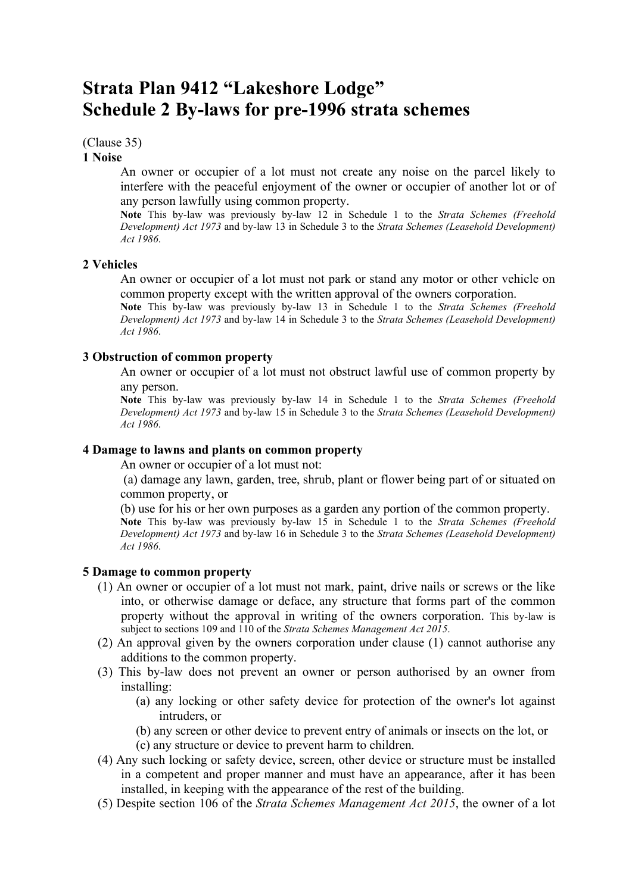# Strata Plan 9412 "Lakeshore Lodge"
# Schedule 2 By-laws for pre-1996 strata schemes

(Clause 35)

**1 Noise**

An owner or occupier of a lot must not create any noise on the parcel likely to interfere with the peaceful enjoyment of the owner or occupier of another lot or of any person lawfully using common property.

**Note** This by-law was previously by-law 12 in Schedule 1 to the *Strata Schemes (Freehold Development) Act 1973* and by-law 13 in Schedule 3 to the *Strata Schemes (Leasehold Development) Act 1986*.

**2 Vehicles**

An owner or occupier of a lot must not park or stand any motor or other vehicle on common property except with the written approval of the owners corporation.

**Note** This by-law was previously by-law 13 in Schedule 1 to the *Strata Schemes (Freehold Development) Act 1973* and by-law 14 in Schedule 3 to the *Strata Schemes (Leasehold Development) Act 1986*.

**3 Obstruction of common property**

An owner or occupier of a lot must not obstruct lawful use of common property by any person.

**Note** This by-law was previously by-law 14 in Schedule 1 to the *Strata Schemes (Freehold Development) Act 1973* and by-law 15 in Schedule 3 to the *Strata Schemes (Leasehold Development) Act 1986*.

**4 Damage to lawns and plants on common property**

An owner or occupier of a lot must not:

(a) damage any lawn, garden, tree, shrub, plant or flower being part of or situated on common property, or

(b) use for his or her own purposes as a garden any portion of the common property.

**Note** This by-law was previously by-law 15 in Schedule 1 to the *Strata Schemes (Freehold Development) Act 1973* and by-law 16 in Schedule 3 to the *Strata Schemes (Leasehold Development) Act 1986*.

**5 Damage to common property**

(1) An owner or occupier of a lot must not mark, paint, drive nails or screws or the like into, or otherwise damage or deface, any structure that forms part of the common property without the approval in writing of the owners corporation. This by-law is subject to sections 109 and 110 of the *Strata Schemes Management Act 2015*.

(2) An approval given by the owners corporation under clause (1) cannot authorise any additions to the common property.

(3) This by-law does not prevent an owner or person authorised by an owner from installing:

- (a) any locking or other safety device for protection of the owner's lot against intruders, or
- (b) any screen or other device to prevent entry of animals or insects on the lot, or
- (c) any structure or device to prevent harm to children.

(4) Any such locking or safety device, screen, other device or structure must be installed in a competent and proper manner and must have an appearance, after it has been installed, in keeping with the appearance of the rest of the building.

(5) Despite section 106 of the *Strata Schemes Management Act 2015*, the owner of a lot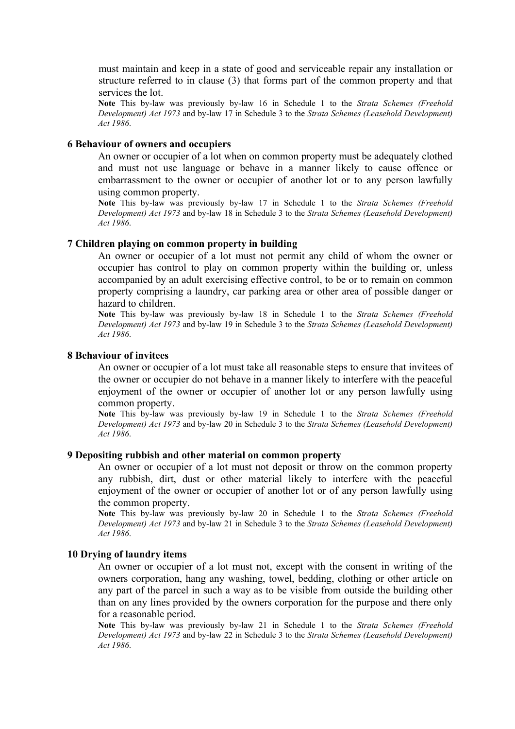must maintain and keep in a state of good and serviceable repair any installation or structure referred to in clause (3) that forms part of the common property and that services the lot.

**Note** This by-law was previously by-law 16 in Schedule 1 to the *Strata Schemes (Freehold Development) Act 1973* and by-law 17 in Schedule 3 to the *Strata Schemes (Leasehold Development) Act 1986*.

### 6 Behaviour of owners and occupiers

An owner or occupier of a lot when on common property must be adequately clothed and must not use language or behave in a manner likely to cause offence or embarrassment to the owner or occupier of another lot or to any person lawfully using common property.

**Note** This by-law was previously by-law 17 in Schedule 1 to the *Strata Schemes (Freehold Development) Act 1973* and by-law 18 in Schedule 3 to the *Strata Schemes (Leasehold Development) Act 1986*.

### 7 Children playing on common property in building

An owner or occupier of a lot must not permit any child of whom the owner or occupier has control to play on common property within the building or, unless accompanied by an adult exercising effective control, to be or to remain on common property comprising a laundry, car parking area or other area of possible danger or hazard to children.

**Note** This by-law was previously by-law 18 in Schedule 1 to the *Strata Schemes (Freehold Development) Act 1973* and by-law 19 in Schedule 3 to the *Strata Schemes (Leasehold Development) Act 1986*.

### 8 Behaviour of invitees

An owner or occupier of a lot must take all reasonable steps to ensure that invitees of the owner or occupier do not behave in a manner likely to interfere with the peaceful enjoyment of the owner or occupier of another lot or any person lawfully using common property.

**Note** This by-law was previously by-law 19 in Schedule 1 to the *Strata Schemes (Freehold Development) Act 1973* and by-law 20 in Schedule 3 to the *Strata Schemes (Leasehold Development) Act 1986*.

### 9 Depositing rubbish and other material on common property

An owner or occupier of a lot must not deposit or throw on the common property any rubbish, dirt, dust or other material likely to interfere with the peaceful enjoyment of the owner or occupier of another lot or of any person lawfully using the common property.

**Note** This by-law was previously by-law 20 in Schedule 1 to the *Strata Schemes (Freehold Development) Act 1973* and by-law 21 in Schedule 3 to the *Strata Schemes (Leasehold Development) Act 1986*.

### 10 Drying of laundry items

An owner or occupier of a lot must not, except with the consent in writing of the owners corporation, hang any washing, towel, bedding, clothing or other article on any part of the parcel in such a way as to be visible from outside the building other than on any lines provided by the owners corporation for the purpose and there only for a reasonable period.

**Note** This by-law was previously by-law 21 in Schedule 1 to the *Strata Schemes (Freehold Development) Act 1973* and by-law 22 in Schedule 3 to the *Strata Schemes (Leasehold Development) Act 1986*.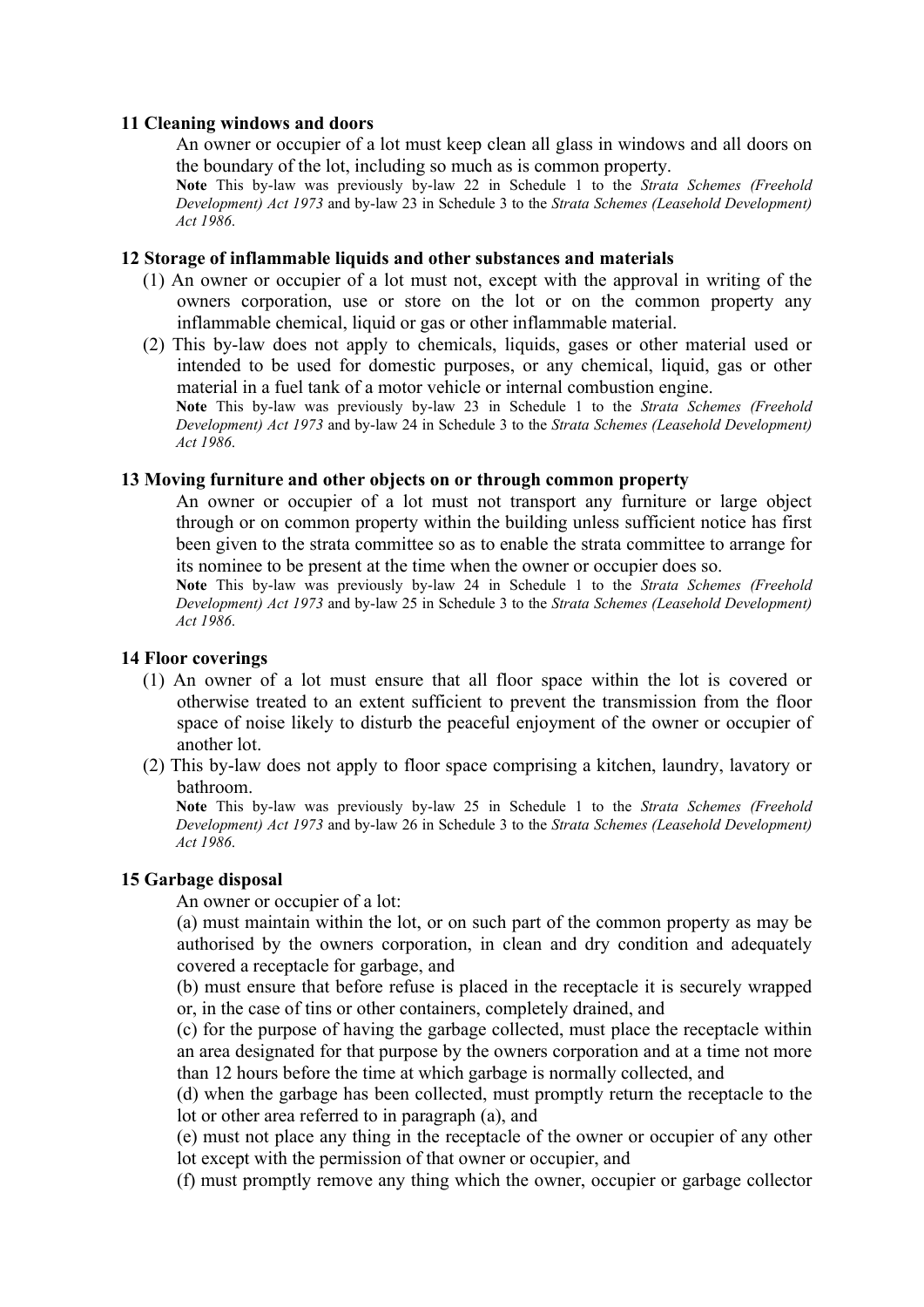### 11 Cleaning windows and doors

An owner or occupier of a lot must keep clean all glass in windows and all doors on the boundary of the lot, including so much as is common property.

**Note** This by-law was previously by-law 22 in Schedule 1 to the *Strata Schemes (Freehold Development) Act 1973* and by-law 23 in Schedule 3 to the *Strata Schemes (Leasehold Development) Act 1986*.

### 12 Storage of inflammable liquids and other substances and materials

(1) An owner or occupier of a lot must not, except with the approval in writing of the owners corporation, use or store on the lot or on the common property any inflammable chemical, liquid or gas or other inflammable material.

(2) This by-law does not apply to chemicals, liquids, gases or other material used or intended to be used for domestic purposes, or any chemical, liquid, gas or other material in a fuel tank of a motor vehicle or internal combustion engine.

**Note** This by-law was previously by-law 23 in Schedule 1 to the *Strata Schemes (Freehold Development) Act 1973* and by-law 24 in Schedule 3 to the *Strata Schemes (Leasehold Development) Act 1986*.

### 13 Moving furniture and other objects on or through common property

An owner or occupier of a lot must not transport any furniture or large object through or on common property within the building unless sufficient notice has first been given to the strata committee so as to enable the strata committee to arrange for its nominee to be present at the time when the owner or occupier does so.

**Note** This by-law was previously by-law 24 in Schedule 1 to the *Strata Schemes (Freehold Development) Act 1973* and by-law 25 in Schedule 3 to the *Strata Schemes (Leasehold Development) Act 1986*.

### 14 Floor coverings

(1) An owner of a lot must ensure that all floor space within the lot is covered or otherwise treated to an extent sufficient to prevent the transmission from the floor space of noise likely to disturb the peaceful enjoyment of the owner or occupier of another lot.

(2) This by-law does not apply to floor space comprising a kitchen, laundry, lavatory or bathroom.

**Note** This by-law was previously by-law 25 in Schedule 1 to the *Strata Schemes (Freehold Development) Act 1973* and by-law 26 in Schedule 3 to the *Strata Schemes (Leasehold Development) Act 1986*.

### 15 Garbage disposal

An owner or occupier of a lot:

(a) must maintain within the lot, or on such part of the common property as may be authorised by the owners corporation, in clean and dry condition and adequately covered a receptacle for garbage, and

(b) must ensure that before refuse is placed in the receptacle it is securely wrapped or, in the case of tins or other containers, completely drained, and

(c) for the purpose of having the garbage collected, must place the receptacle within an area designated for that purpose by the owners corporation and at a time not more than 12 hours before the time at which garbage is normally collected, and

(d) when the garbage has been collected, must promptly return the receptacle to the lot or other area referred to in paragraph (a), and

(e) must not place any thing in the receptacle of the owner or occupier of any other lot except with the permission of that owner or occupier, and

(f) must promptly remove any thing which the owner, occupier or garbage collector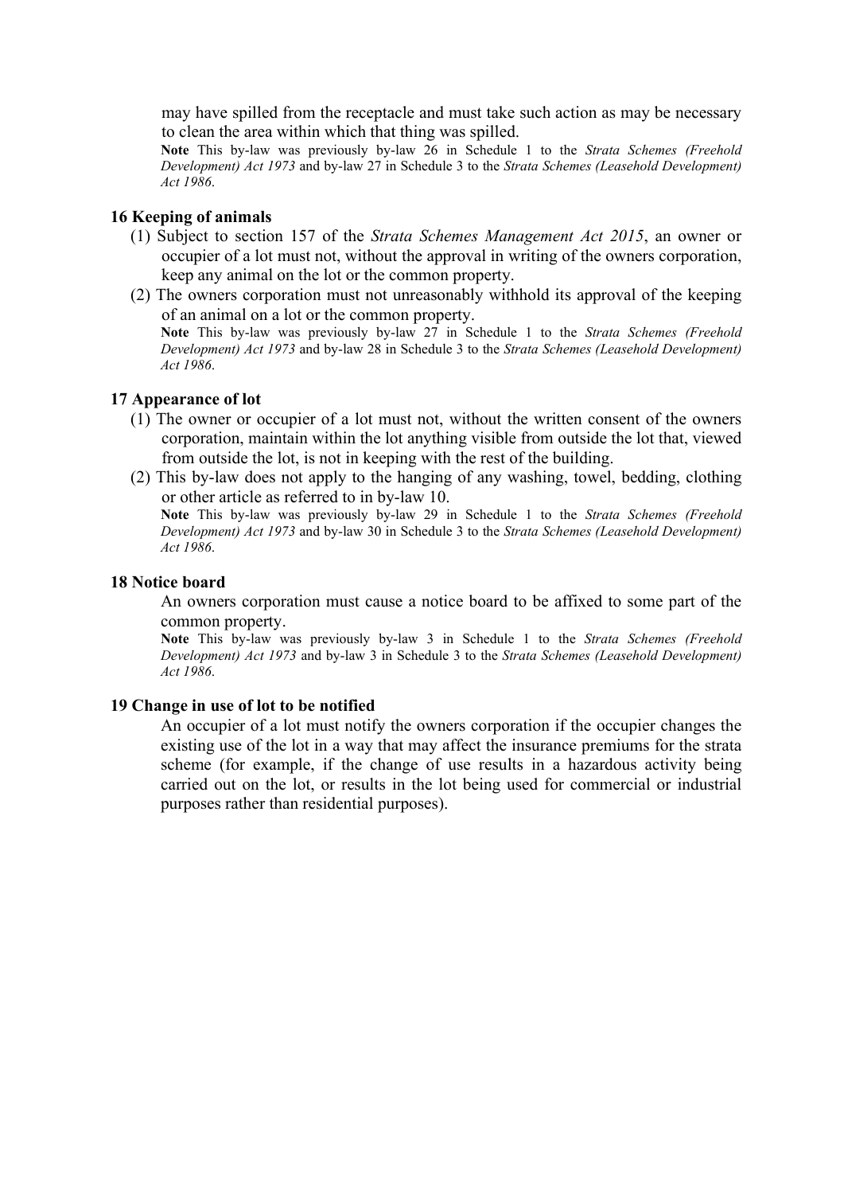may have spilled from the receptacle and must take such action as may be necessary to clean the area within which that thing was spilled.

**Note** This by-law was previously by-law 26 in Schedule 1 to the *Strata Schemes (Freehold Development) Act 1973* and by-law 27 in Schedule 3 to the *Strata Schemes (Leasehold Development) Act 1986*.

### 16 Keeping of animals

(1) Subject to section 157 of the *Strata Schemes Management Act 2015*, an owner or occupier of a lot must not, without the approval in writing of the owners corporation, keep any animal on the lot or the common property.

(2) The owners corporation must not unreasonably withhold its approval of the keeping of an animal on a lot or the common property.

**Note** This by-law was previously by-law 27 in Schedule 1 to the *Strata Schemes (Freehold Development) Act 1973* and by-law 28 in Schedule 3 to the *Strata Schemes (Leasehold Development) Act 1986*.

### 17 Appearance of lot

(1) The owner or occupier of a lot must not, without the written consent of the owners corporation, maintain within the lot anything visible from outside the lot that, viewed from outside the lot, is not in keeping with the rest of the building.

(2) This by-law does not apply to the hanging of any washing, towel, bedding, clothing or other article as referred to in by-law 10.

**Note** This by-law was previously by-law 29 in Schedule 1 to the *Strata Schemes (Freehold Development) Act 1973* and by-law 30 in Schedule 3 to the *Strata Schemes (Leasehold Development) Act 1986*.

### 18 Notice board

An owners corporation must cause a notice board to be affixed to some part of the common property.

**Note** This by-law was previously by-law 3 in Schedule 1 to the *Strata Schemes (Freehold Development) Act 1973* and by-law 3 in Schedule 3 to the *Strata Schemes (Leasehold Development) Act 1986*.

### 19 Change in use of lot to be notified

An occupier of a lot must notify the owners corporation if the occupier changes the existing use of the lot in a way that may affect the insurance premiums for the strata scheme (for example, if the change of use results in a hazardous activity being carried out on the lot, or results in the lot being used for commercial or industrial purposes rather than residential purposes).